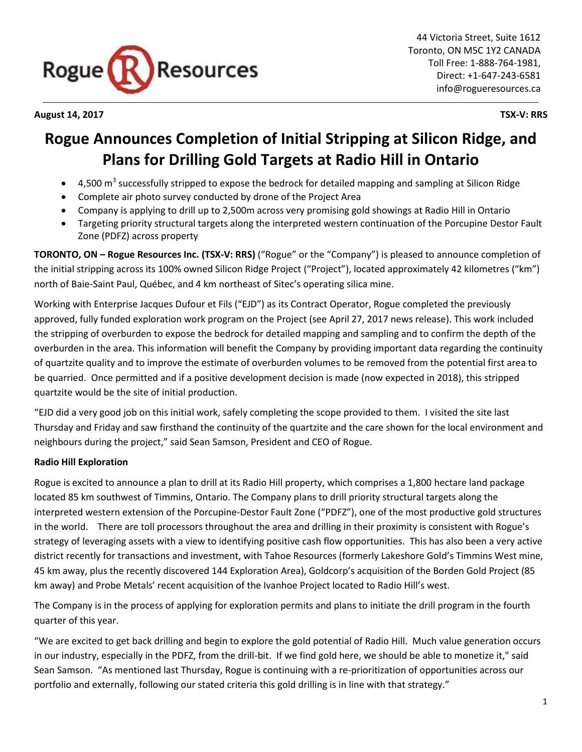Rogue Resources

44 Victoria Street, Suite 1612
Toronto, ON M5C 1Y2 CANADA
Toll Free: 1-888-764-1981,
Direct: +1-647-243-6581
info@rogueresources.ca

**August 14, 2017** **TSX-V: RRS**

# Rogue Announces Completion of Initial Stripping at Silicon Ridge, and Plans for Drilling Gold Targets at Radio Hill in Ontario

- 4,500 $m^3$ successfully stripped to expose the bedrock for detailed mapping and sampling at Silicon Ridge
- Complete air photo survey conducted by drone of the Project Area
- Company is applying to drill up to 2,500m across very promising gold showings at Radio Hill in Ontario
- Targeting priority structural targets along the interpreted western continuation of the Porcupine Destor Fault Zone (PDFZ) across property

**TORONTO, ON – Rogue Resources Inc. (TSX-V: RRS)** ("Rogue" or the "Company") is pleased to announce completion of the initial stripping across its 100% owned Silicon Ridge Project ("Project"), located approximately 42 kilometres ("km") north of Baie-Saint Paul, Québec, and 4 km northeast of Sitec's operating silica mine.

Working with Enterprise Jacques Dufour et Fils ("EJD") as its Contract Operator, Rogue completed the previously approved, fully funded exploration work program on the Project (see April 27, 2017 news release). This work included the stripping of overburden to expose the bedrock for detailed mapping and sampling and to confirm the depth of the overburden in the area. This information will benefit the Company by providing important data regarding the continuity of quartzite quality and to improve the estimate of overburden volumes to be removed from the potential first area to be quarried. Once permitted and if a positive development decision is made (now expected in 2018), this stripped quartzite would be the site of initial production.

"EJD did a very good job on this initial work, safely completing the scope provided to them. I visited the site last Thursday and Friday and saw firsthand the continuity of the quartzite and the care shown for the local environment and neighbours during the project," said Sean Samson, President and CEO of Rogue.

**Radio Hill Exploration**

Rogue is excited to announce a plan to drill at its Radio Hill property, which comprises a 1,800 hectare land package located 85 km southwest of Timmins, Ontario. The Company plans to drill priority structural targets along the interpreted western extension of the Porcupine-Destor Fault Zone ("PDFZ"), one of the most productive gold structures in the world. There are toll processors throughout the area and drilling in their proximity is consistent with Rogue's strategy of leveraging assets with a view to identifying positive cash flow opportunities. This has also been a very active district recently for transactions and investment, with Tahoe Resources (formerly Lakeshore Gold's Timmins West mine, 45 km away, plus the recently discovered 144 Exploration Area), Goldcorp's acquisition of the Borden Gold Project (85 km away) and Probe Metals' recent acquisition of the Ivanhoe Project located to Radio Hill's west.

The Company is in the process of applying for exploration permits and plans to initiate the drill program in the fourth quarter of this year.

"We are excited to get back drilling and begin to explore the gold potential of Radio Hill. Much value generation occurs in our industry, especially in the PDFZ, from the drill-bit. If we find gold here, we should be able to monetize it," said Sean Samson. "As mentioned last Thursday, Rogue is continuing with a re-prioritization of opportunities across our portfolio and externally, following our stated criteria this gold drilling is in line with that strategy."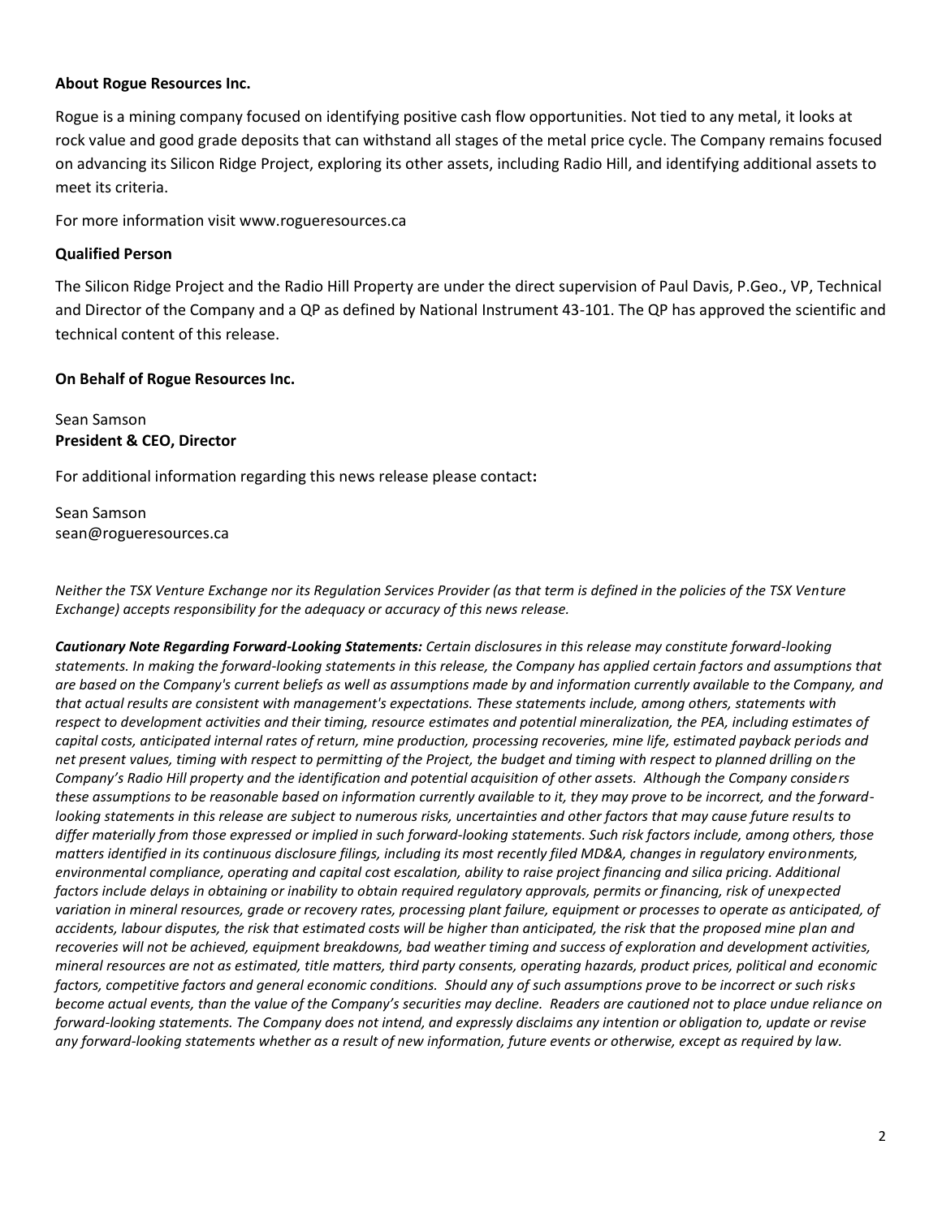**About Rogue Resources Inc.**

Rogue is a mining company focused on identifying positive cash flow opportunities. Not tied to any metal, it looks at rock value and good grade deposits that can withstand all stages of the metal price cycle. The Company remains focused on advancing its Silicon Ridge Project, exploring its other assets, including Radio Hill, and identifying additional assets to meet its criteria.

For more information visit www.rogueresources.ca

**Qualified Person**

The Silicon Ridge Project and the Radio Hill Property are under the direct supervision of Paul Davis, P.Geo., VP, Technical and Director of the Company and a QP as defined by National Instrument 43-101. The QP has approved the scientific and technical content of this release.

**On Behalf of Rogue Resources Inc.**

Sean Samson
**President & CEO, Director**

For additional information regarding this news release please contact**:**

Sean Samson
sean@rogueresources.ca

*Neither the TSX Venture Exchange nor its Regulation Services Provider (as that term is defined in the policies of the TSX Venture Exchange) accepts responsibility for the adequacy or accuracy of this news release.*

***Cautionary Note Regarding Forward-Looking Statements:*** *Certain disclosures in this release may constitute forward-looking statements. In making the forward-looking statements in this release, the Company has applied certain factors and assumptions that are based on the Company's current beliefs as well as assumptions made by and information currently available to the Company, and that actual results are consistent with management's expectations. These statements include, among others, statements with respect to development activities and their timing, resource estimates and potential mineralization, the PEA, including estimates of capital costs, anticipated internal rates of return, mine production, processing recoveries, mine life, estimated payback periods and net present values, timing with respect to permitting of the Project, the budget and timing with respect to planned drilling on the Company's Radio Hill property and the identification and potential acquisition of other assets. Although the Company considers these assumptions to be reasonable based on information currently available to it, they may prove to be incorrect, and the forward-looking statements in this release are subject to numerous risks, uncertainties and other factors that may cause future results to differ materially from those expressed or implied in such forward-looking statements. Such risk factors include, among others, those matters identified in its continuous disclosure filings, including its most recently filed MD&A, changes in regulatory environments, environmental compliance, operating and capital cost escalation, ability to raise project financing and silica pricing. Additional factors include delays in obtaining or inability to obtain required regulatory approvals, permits or financing, risk of unexpected variation in mineral resources, grade or recovery rates, processing plant failure, equipment or processes to operate as anticipated, of accidents, labour disputes, the risk that estimated costs will be higher than anticipated, the risk that the proposed mine plan and recoveries will not be achieved, equipment breakdowns, bad weather timing and success of exploration and development activities, mineral resources are not as estimated, title matters, third party consents, operating hazards, product prices, political and economic factors, competitive factors and general economic conditions. Should any of such assumptions prove to be incorrect or such risks become actual events, than the value of the Company's securities may decline. Readers are cautioned not to place undue reliance on forward-looking statements. The Company does not intend, and expressly disclaims any intention or obligation to, update or revise any forward-looking statements whether as a result of new information, future events or otherwise, except as required by law.*